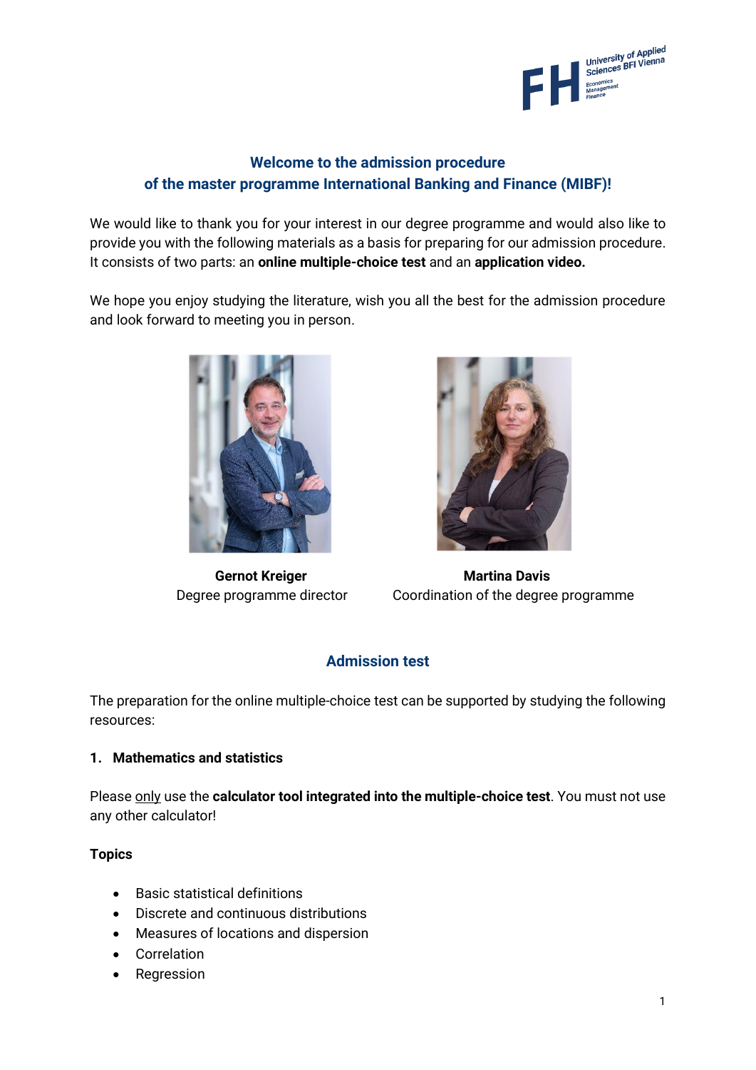## Welcome to the admission procedure of the master programme International Banking and Finance (MIBF)!

We would like to thank you for your interest in our degree programme and would also like to provide you with the following materials as a basis for preparing for our admission procedure. It consists of two parts: an **online multiple-choice test** and an **application video.**

We hope you enjoy studying the literature, wish you all the best for the admission procedure and look forward to meeting you in person.

**Gernot Kreiger**
Degree programme director

**Martina Davis**
Coordination of the degree programme

## Admission test

The preparation for the online multiple-choice test can be supported by studying the following resources:

### 1. Mathematics and statistics

Please only use the **calculator tool integrated into the multiple-choice test**. You must not use any other calculator!

**Topics**

- Basic statistical definitions
- Discrete and continuous distributions
- Measures of locations and dispersion
- Correlation
- Regression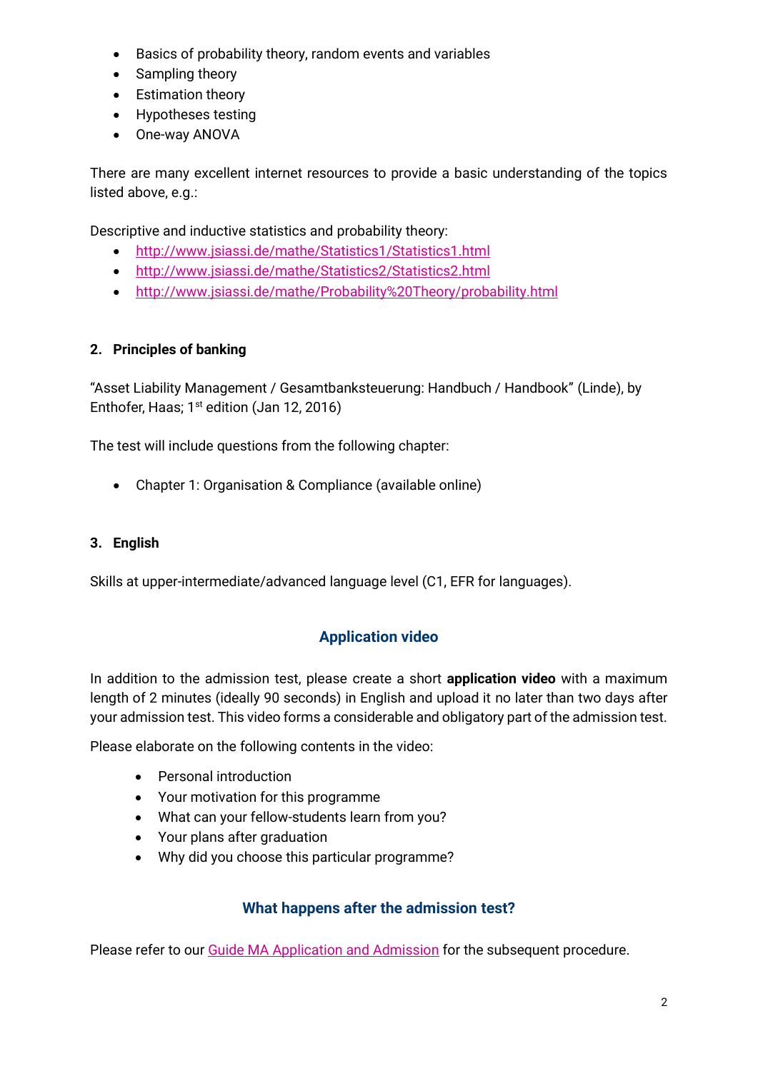- Basics of probability theory, random events and variables
- Sampling theory
- Estimation theory
- Hypotheses testing
- One-way ANOVA

There are many excellent internet resources to provide a basic understanding of the topics listed above, e.g.:

Descriptive and inductive statistics and probability theory:

- [http://www.jsiassi.de/mathe/Statistics1/Statistics1.html](http://www.jsiassi.de/mathe/Statistics1/Statistics1.html)
- [http://www.jsiassi.de/mathe/Statistics2/Statistics2.html](http://www.jsiassi.de/mathe/Statistics2/Statistics2.html)
- [http://www.jsiassi.de/mathe/Probability%20Theory/probability.html](http://www.jsiassi.de/mathe/Probability%20Theory/probability.html)

### 2. Principles of banking

"Asset Liability Management / Gesamtbanksteuerung: Handbuch / Handbook" (Linde), by Enthofer, Haas; 1st edition (Jan 12, 2016)

The test will include questions from the following chapter:

- Chapter 1: Organisation & Compliance (available online)

### 3. English

Skills at upper-intermediate/advanced language level (C1, EFR for languages).

## Application video

In addition to the admission test, please create a short **application video** with a maximum length of 2 minutes (ideally 90 seconds) in English and upload it no later than two days after your admission test. This video forms a considerable and obligatory part of the admission test.

Please elaborate on the following contents in the video:

- Personal introduction
- Your motivation for this programme
- What can your fellow-students learn from you?
- Your plans after graduation
- Why did you choose this particular programme?

## What happens after the admission test?

Please refer to our Guide MA Application and Admission for the subsequent procedure.